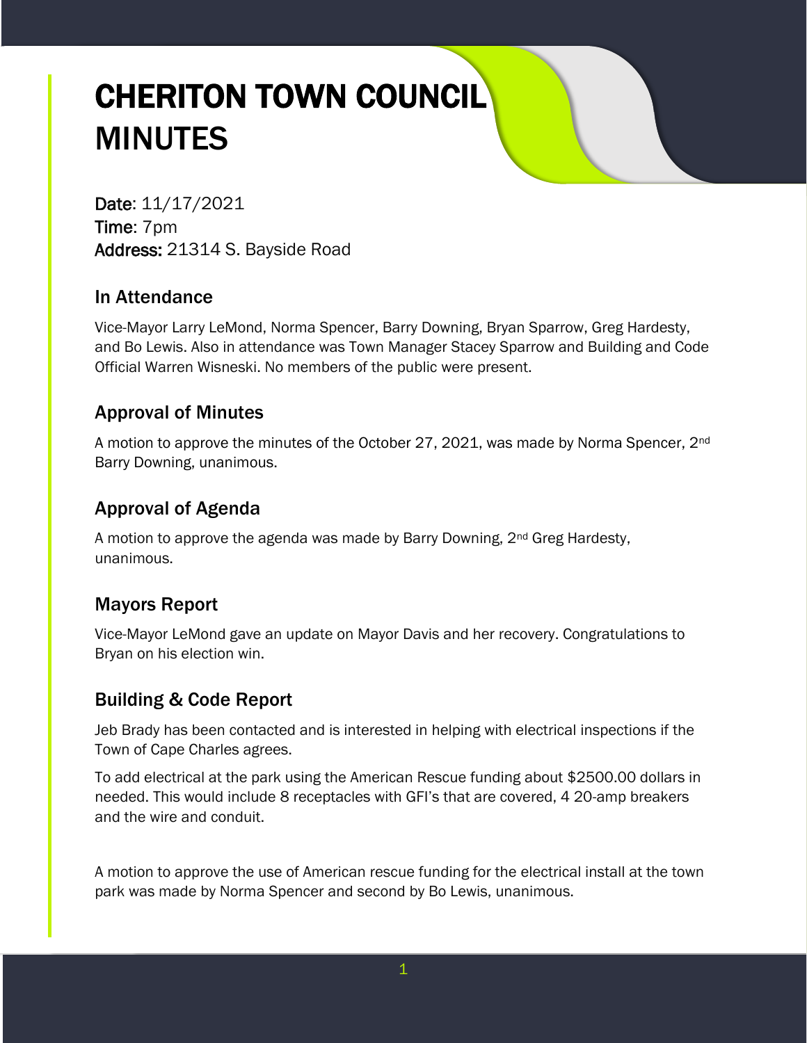# CHERITON TOWN COUNCIL MINUTES

**Date**: 11/17/2021
**Time**: 7pm
**Address:** 21314 S. Bayside Road

## In Attendance

Vice-Mayor Larry LeMond, Norma Spencer, Barry Downing, Bryan Sparrow, Greg Hardesty, and Bo Lewis. Also in attendance was Town Manager Stacey Sparrow and Building and Code Official Warren Wisneski. No members of the public were present.

## Approval of Minutes

A motion to approve the minutes of the October 27, 2021, was made by Norma Spencer, 2nd Barry Downing, unanimous.

## Approval of Agenda

A motion to approve the agenda was made by Barry Downing, 2nd Greg Hardesty, unanimous.

## Mayors Report

Vice-Mayor LeMond gave an update on Mayor Davis and her recovery. Congratulations to Bryan on his election win.

## Building & Code Report

Jeb Brady has been contacted and is interested in helping with electrical inspections if the Town of Cape Charles agrees.

To add electrical at the park using the American Rescue funding about $2500.00 dollars in needed. This would include 8 receptacles with GFI's that are covered, 4 20-amp breakers and the wire and conduit.

A motion to approve the use of American rescue funding for the electrical install at the town park was made by Norma Spencer and second by Bo Lewis, unanimous.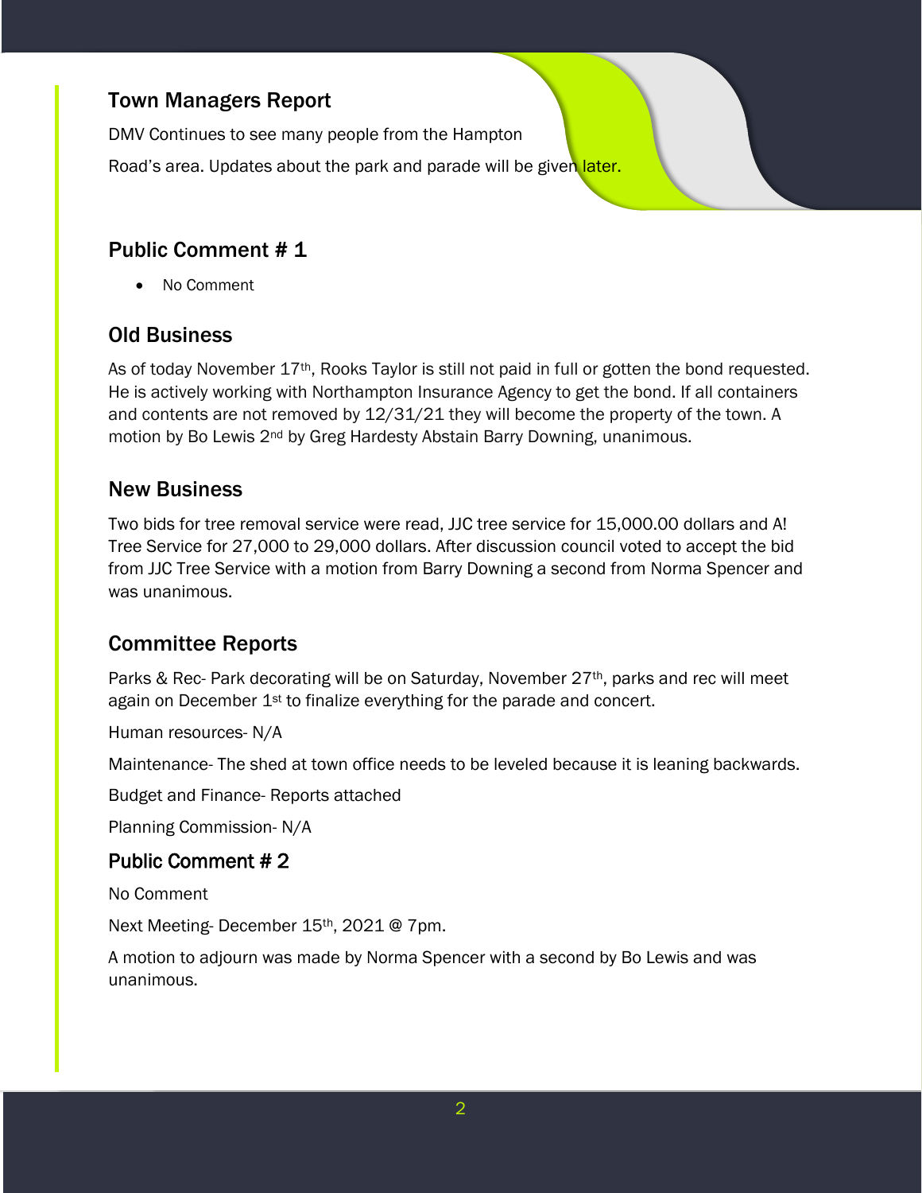## Town Managers Report

DMV Continues to see many people from the Hampton

Road's area. Updates about the park and parade will be given later.

## Public Comment # 1

- No Comment

## Old Business

As of today November 17th, Rooks Taylor is still not paid in full or gotten the bond requested. He is actively working with Northampton Insurance Agency to get the bond. If all containers and contents are not removed by 12/31/21 they will become the property of the town. A motion by Bo Lewis 2nd by Greg Hardesty Abstain Barry Downing, unanimous.

## New Business

Two bids for tree removal service were read, JJC tree service for 15,000.00 dollars and A! Tree Service for 27,000 to 29,000 dollars. After discussion council voted to accept the bid from JJC Tree Service with a motion from Barry Downing a second from Norma Spencer and was unanimous.

## Committee Reports

Parks & Rec- Park decorating will be on Saturday, November 27th, parks and rec will meet again on December 1st to finalize everything for the parade and concert.

Human resources- N/A

Maintenance- The shed at town office needs to be leveled because it is leaning backwards.

Budget and Finance- Reports attached

Planning Commission- N/A

## Public Comment # 2

No Comment

Next Meeting- December 15th, 2021 @ 7pm.

A motion to adjourn was made by Norma Spencer with a second by Bo Lewis and was unanimous.